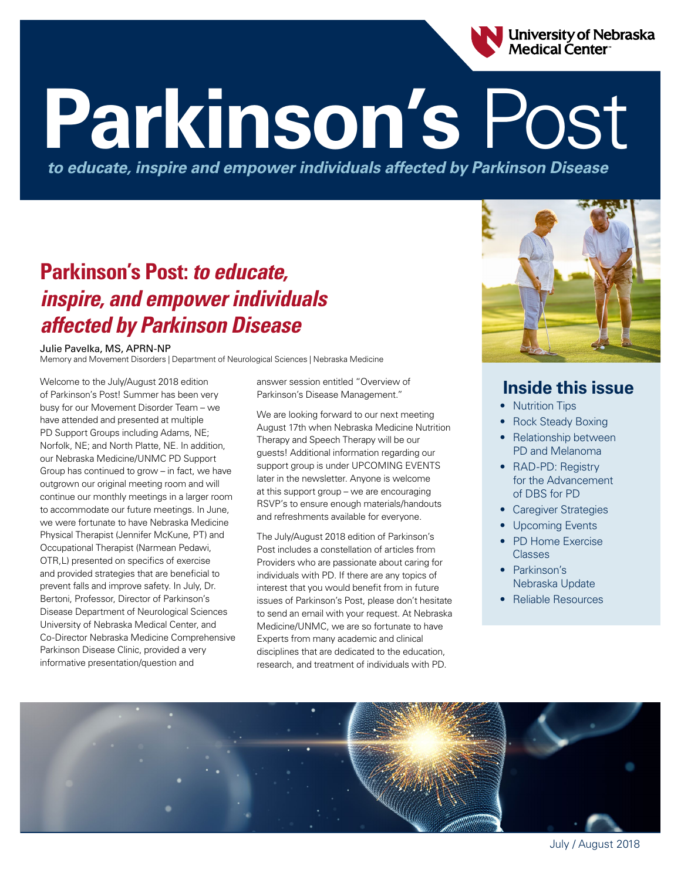University of Nebraska Medical Center

# Parkinson's Post

*to educate, inspire and empower individuals affected by Parkinson Disease*

## Parkinson's Post: *to educate, inspire, and empower individuals affected by Parkinson Disease*

Julie Pavelka, MS, APRN-NP
Memory and Movement Disorders | Department of Neurological Sciences | Nebraska Medicine

Welcome to the July/August 2018 edition of Parkinson's Post! Summer has been very busy for our Movement Disorder Team – we have attended and presented at multiple PD Support Groups including Adams, NE; Norfolk, NE; and North Platte, NE. In addition, our Nebraska Medicine/UNMC PD Support Group has continued to grow – in fact, we have outgrown our original meeting room and will continue our monthly meetings in a larger room to accommodate our future meetings. In June, we were fortunate to have Nebraska Medicine Physical Therapist (Jennifer McKune, PT) and Occupational Therapist (Narmean Pedawi, OTR,L) presented on specifics of exercise and provided strategies that are beneficial to prevent falls and improve safety. In July, Dr. Bertoni, Professor, Director of Parkinson's Disease Department of Neurological Sciences University of Nebraska Medical Center, and Co-Director Nebraska Medicine Comprehensive Parkinson Disease Clinic, provided a very informative presentation/question and answer session entitled "Overview of Parkinson's Disease Management."

We are looking forward to our next meeting August 17th when Nebraska Medicine Nutrition Therapy and Speech Therapy will be our guests! Additional information regarding our support group is under UPCOMING EVENTS later in the newsletter. Anyone is welcome at this support group – we are encouraging RSVP's to ensure enough materials/handouts and refreshments available for everyone.

The July/August 2018 edition of Parkinson's Post includes a constellation of articles from Providers who are passionate about caring for individuals with PD. If there are any topics of interest that you would benefit from in future issues of Parkinson's Post, please don't hesitate to send an email with your request. At Nebraska Medicine/UNMC, we are so fortunate to have Experts from many academic and clinical disciplines that are dedicated to the education, research, and treatment of individuals with PD.

## Inside this issue

- Nutrition Tips
- Rock Steady Boxing
- Relationship between PD and Melanoma
- RAD-PD: Registry for the Advancement of DBS for PD
- Caregiver Strategies
- Upcoming Events
- PD Home Exercise Classes
- Parkinson's Nebraska Update
- Reliable Resources

July / August 2018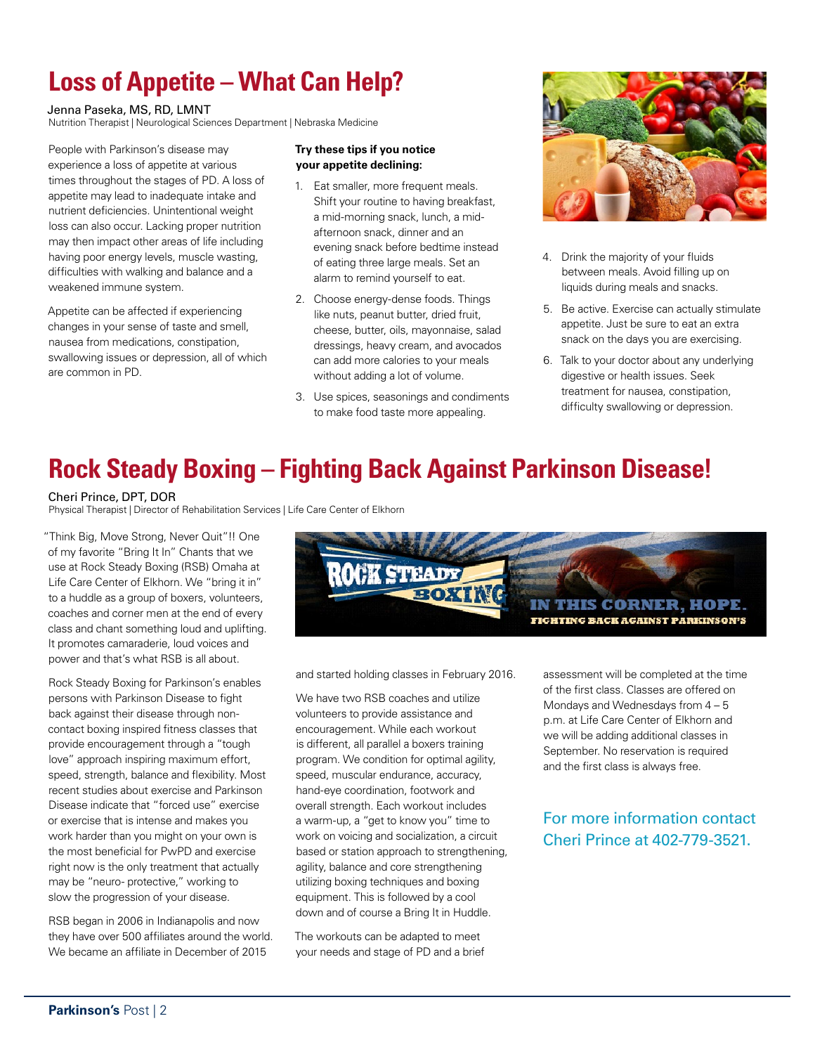# Loss of Appetite – What Can Help?

Jenna Paseka, MS, RD, LMNT
Nutrition Therapist | Neurological Sciences Department | Nebraska Medicine

People with Parkinson's disease may experience a loss of appetite at various times throughout the stages of PD. A loss of appetite may lead to inadequate intake and nutrient deficiencies. Unintentional weight loss can also occur. Lacking proper nutrition may then impact other areas of life including having poor energy levels, muscle wasting, difficulties with walking and balance and a weakened immune system.

Appetite can be affected if experiencing changes in your sense of taste and smell, nausea from medications, constipation, swallowing issues or depression, all of which are common in PD.

**Try these tips if you notice your appetite declining:**

1. Eat smaller, more frequent meals. Shift your routine to having breakfast, a mid-morning snack, lunch, a mid-afternoon snack, dinner and an evening snack before bedtime instead of eating three large meals. Set an alarm to remind yourself to eat.
2. Choose energy-dense foods. Things like nuts, peanut butter, dried fruit, cheese, butter, oils, mayonnaise, salad dressings, heavy cream, and avocados can add more calories to your meals without adding a lot of volume.
3. Use spices, seasonings and condiments to make food taste more appealing.
4. Drink the majority of your fluids between meals. Avoid filling up on liquids during meals and snacks.
5. Be active. Exercise can actually stimulate appetite. Just be sure to eat an extra snack on the days you are exercising.
6. Talk to your doctor about any underlying digestive or health issues. Seek treatment for nausea, constipation, difficulty swallowing or depression.

# Rock Steady Boxing – Fighting Back Against Parkinson Disease!

Cheri Prince, DPT, DOR
Physical Therapist | Director of Rehabilitation Services | Life Care Center of Elkhorn

"Think Big, Move Strong, Never Quit"!! One of my favorite "Bring It In" Chants that we use at Rock Steady Boxing (RSB) Omaha at Life Care Center of Elkhorn. We "bring it in" to a huddle as a group of boxers, volunteers, coaches and corner men at the end of every class and chant something loud and uplifting. It promotes camaraderie, loud voices and power and that's what RSB is all about.

Rock Steady Boxing for Parkinson's enables persons with Parkinson Disease to fight back against their disease through non-contact boxing inspired fitness classes that provide encouragement through a "tough love" approach inspiring maximum effort, speed, strength, balance and flexibility. Most recent studies about exercise and Parkinson Disease indicate that "forced use" exercise or exercise that is intense and makes you work harder than you might on your own is the most beneficial for PwPD and exercise right now is the only treatment that actually may be "neuro- protective," working to slow the progression of your disease.

RSB began in 2006 in Indianapolis and now they have over 500 affiliates around the world. We became an affiliate in December of 2015 and started holding classes in February 2016.

We have two RSB coaches and utilize volunteers to provide assistance and encouragement. While each workout is different, all parallel a boxers training program. We condition for optimal agility, speed, muscular endurance, accuracy, hand-eye coordination, footwork and overall strength. Each workout includes a warm-up, a "get to know you" time to work on voicing and socialization, a circuit based or station approach to strengthening, agility, balance and core strengthening utilizing boxing techniques and boxing equipment. This is followed by a cool down and of course a Bring It in Huddle.

The workouts can be adapted to meet your needs and stage of PD and a brief assessment will be completed at the time of the first class. Classes are offered on Mondays and Wednesdays from 4 – 5 p.m. at Life Care Center of Elkhorn and we will be adding additional classes in September. No reservation is required and the first class is always free.

For more information contact Cheri Prince at 402-779-3521.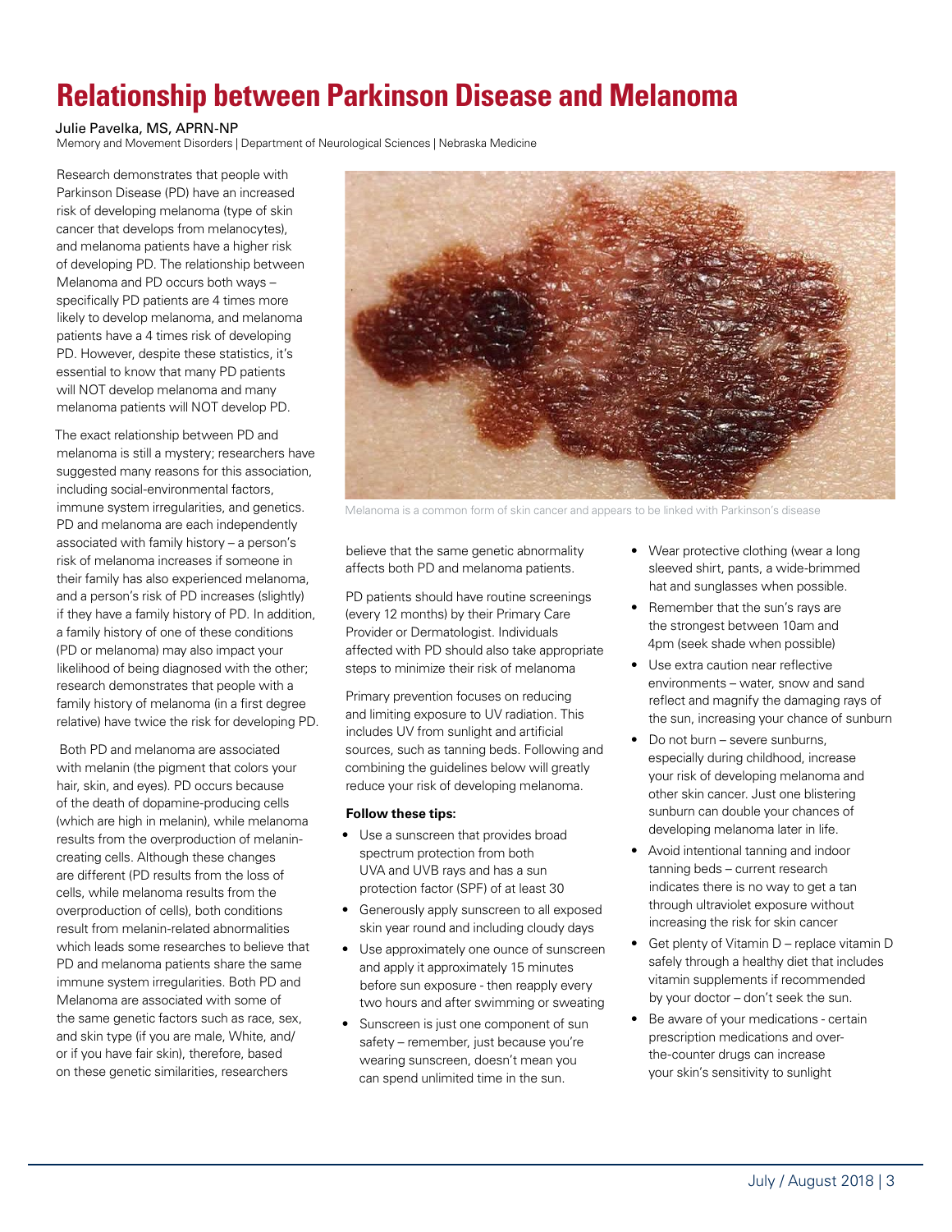# Relationship between Parkinson Disease and Melanoma

Julie Pavelka, MS, APRN-NP
Memory and Movement Disorders | Department of Neurological Sciences | Nebraska Medicine

Research demonstrates that people with Parkinson Disease (PD) have an increased risk of developing melanoma (type of skin cancer that develops from melanocytes), and melanoma patients have a higher risk of developing PD. The relationship between Melanoma and PD occurs both ways – specifically PD patients are 4 times more likely to develop melanoma, and melanoma patients have a 4 times risk of developing PD. However, despite these statistics, it's essential to know that many PD patients will NOT develop melanoma and many melanoma patients will NOT develop PD.

The exact relationship between PD and melanoma is still a mystery; researchers have suggested many reasons for this association, including social-environmental factors, immune system irregularities, and genetics. PD and melanoma are each independently associated with family history – a person's risk of melanoma increases if someone in their family has also experienced melanoma, and a person's risk of PD increases (slightly) if they have a family history of PD. In addition, a family history of one of these conditions (PD or melanoma) may also impact your likelihood of being diagnosed with the other; research demonstrates that people with a family history of melanoma (in a first degree relative) have twice the risk for developing PD.

Both PD and melanoma are associated with melanin (the pigment that colors your hair, skin, and eyes). PD occurs because of the death of dopamine-producing cells (which are high in melanin), while melanoma results from the overproduction of melanin-creating cells. Although these changes are different (PD results from the loss of cells, while melanoma results from the overproduction of cells), both conditions result from melanin-related abnormalities which leads some researches to believe that PD and melanoma patients share the same immune system irregularities. Both PD and Melanoma are associated with some of the same genetic factors such as race, sex, and skin type (if you are male, White, and/or if you have fair skin), therefore, based on these genetic similarities, researchers believe that the same genetic abnormality affects both PD and melanoma patients.

Melanoma is a common form of skin cancer and appears to be linked with Parkinson's disease

PD patients should have routine screenings (every 12 months) by their Primary Care Provider or Dermatologist. Individuals affected with PD should also take appropriate steps to minimize their risk of melanoma

Primary prevention focuses on reducing and limiting exposure to UV radiation. This includes UV from sunlight and artificial sources, such as tanning beds. Following and combining the guidelines below will greatly reduce your risk of developing melanoma.

**Follow these tips:**

- Use a sunscreen that provides broad spectrum protection from both UVA and UVB rays and has a sun protection factor (SPF) of at least 30
- Generously apply sunscreen to all exposed skin year round and including cloudy days
- Use approximately one ounce of sunscreen and apply it approximately 15 minutes before sun exposure - then reapply every two hours and after swimming or sweating
- Sunscreen is just one component of sun safety – remember, just because you're wearing sunscreen, doesn't mean you can spend unlimited time in the sun.
- Wear protective clothing (wear a long sleeved shirt, pants, a wide-brimmed hat and sunglasses when possible.
- Remember that the sun's rays are the strongest between 10am and 4pm (seek shade when possible)
- Use extra caution near reflective environments – water, snow and sand reflect and magnify the damaging rays of the sun, increasing your chance of sunburn
- Do not burn – severe sunburns, especially during childhood, increase your risk of developing melanoma and other skin cancer. Just one blistering sunburn can double your chances of developing melanoma later in life.
- Avoid intentional tanning and indoor tanning beds – current research indicates there is no way to get a tan through ultraviolet exposure without increasing the risk for skin cancer
- Get plenty of Vitamin D – replace vitamin D safely through a healthy diet that includes vitamin supplements if recommended by your doctor – don't seek the sun.
- Be aware of your medications - certain prescription medications and over-the-counter drugs can increase your skin's sensitivity to sunlight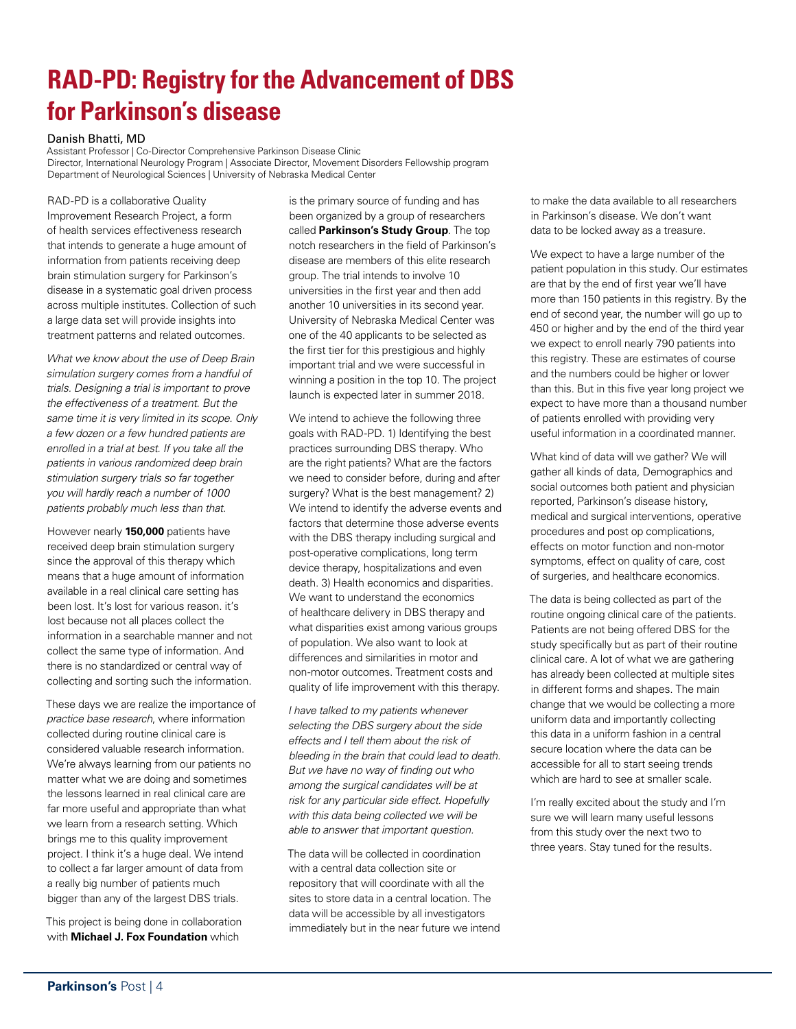# RAD-PD: Registry for the Advancement of DBS for Parkinson's disease

Danish Bhatti, MD
Assistant Professor | Co-Director Comprehensive Parkinson Disease Clinic
Director, International Neurology Program | Associate Director, Movement Disorders Fellowship program
Department of Neurological Sciences | University of Nebraska Medical Center

RAD-PD is a collaborative Quality Improvement Research Project, a form of health services effectiveness research that intends to generate a huge amount of information from patients receiving deep brain stimulation surgery for Parkinson's disease in a systematic goal driven process across multiple institutes. Collection of such a large data set will provide insights into treatment patterns and related outcomes.

*What we know about the use of Deep Brain simulation surgery comes from a handful of trials. Designing a trial is important to prove the effectiveness of a treatment. But the same time it is very limited in its scope. Only a few dozen or a few hundred patients are enrolled in a trial at best. If you take all the patients in various randomized deep brain stimulation surgery trials so far together you will hardly reach a number of 1000 patients probably much less than that.*

However nearly **150,000** patients have received deep brain stimulation surgery since the approval of this therapy which means that a huge amount of information available in a real clinical care setting has been lost. It's lost for various reason. it's lost because not all places collect the information in a searchable manner and not collect the same type of information. And there is no standardized or central way of collecting and sorting such the information.

These days we are realize the importance of *practice base research*, where information collected during routine clinical care is considered valuable research information. We're always learning from our patients no matter what we are doing and sometimes the lessons learned in real clinical care are far more useful and appropriate than what we learn from a research setting. Which brings me to this quality improvement project. I think it's a huge deal. We intend to collect a far larger amount of data from a really big number of patients much bigger than any of the largest DBS trials.

This project is being done in collaboration with **Michael J. Fox Foundation** which is the primary source of funding and has been organized by a group of researchers called **Parkinson's Study Group**. The top notch researchers in the field of Parkinson's disease are members of this elite research group. The trial intends to involve 10 universities in the first year and then add another 10 universities in its second year. University of Nebraska Medical Center was one of the 40 applicants to be selected as the first tier for this prestigious and highly important trial and we were successful in winning a position in the top 10. The project launch is expected later in summer 2018.

We intend to achieve the following three goals with RAD-PD. 1) Identifying the best practices surrounding DBS therapy. Who are the right patients? What are the factors we need to consider before, during and after surgery? What is the best management? 2) We intend to identify the adverse events and factors that determine those adverse events with the DBS therapy including surgical and post-operative complications, long term device therapy, hospitalizations and even death. 3) Health economics and disparities. We want to understand the economics of healthcare delivery in DBS therapy and what disparities exist among various groups of population. We also want to look at differences and similarities in motor and non-motor outcomes. Treatment costs and quality of life improvement with this therapy.

*I have talked to my patients whenever selecting the DBS surgery about the side effects and I tell them about the risk of bleeding in the brain that could lead to death. But we have no way of finding out who among the surgical candidates will be at risk for any particular side effect. Hopefully with this data being collected we will be able to answer that important question.*

The data will be collected in coordination with a central data collection site or repository that will coordinate with all the sites to store data in a central location. The data will be accessible by all investigators immediately but in the near future we intend to make the data available to all researchers in Parkinson's disease. We don't want data to be locked away as a treasure.

We expect to have a large number of the patient population in this study. Our estimates are that by the end of first year we'll have more than 150 patients in this registry. By the end of second year, the number will go up to 450 or higher and by the end of the third year we expect to enroll nearly 790 patients into this registry. These are estimates of course and the numbers could be higher or lower than this. But in this five year long project we expect to have more than a thousand number of patients enrolled with providing very useful information in a coordinated manner.

What kind of data will we gather? We will gather all kinds of data, Demographics and social outcomes both patient and physician reported, Parkinson's disease history, medical and surgical interventions, operative procedures and post op complications, effects on motor function and non-motor symptoms, effect on quality of care, cost of surgeries, and healthcare economics.

The data is being collected as part of the routine ongoing clinical care of the patients. Patients are not being offered DBS for the study specifically but as part of their routine clinical care. A lot of what we are gathering has already been collected at multiple sites in different forms and shapes. The main change that we would be collecting a more uniform data and importantly collecting this data in a uniform fashion in a central secure location where the data can be accessible for all to start seeing trends which are hard to see at smaller scale.

I'm really excited about the study and I'm sure we will learn many useful lessons from this study over the next two to three years. Stay tuned for the results.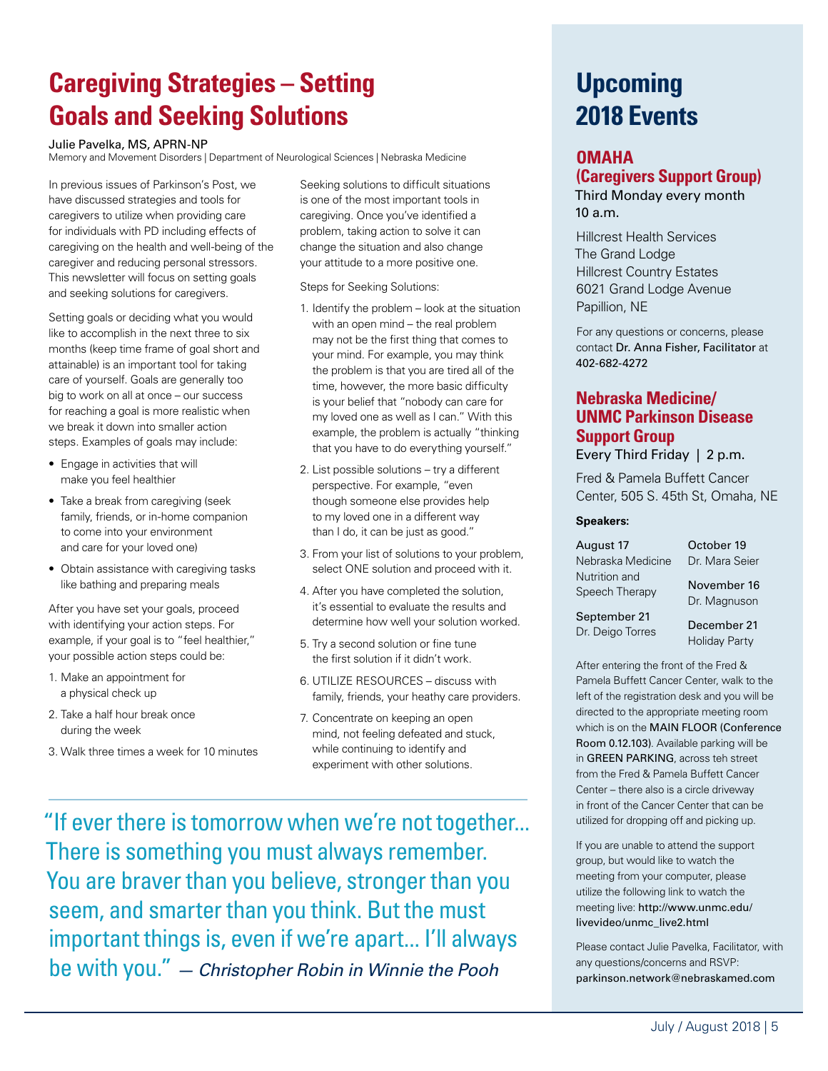# Caregiving Strategies – Setting Goals and Seeking Solutions

Julie Pavelka, MS, APRN-NP
Memory and Movement Disorders | Department of Neurological Sciences | Nebraska Medicine

In previous issues of Parkinson's Post, we have discussed strategies and tools for caregivers to utilize when providing care for individuals with PD including effects of caregiving on the health and well-being of the caregiver and reducing personal stressors. This newsletter will focus on setting goals and seeking solutions for caregivers.

Setting goals or deciding what you would like to accomplish in the next three to six months (keep time frame of goal short and attainable) is an important tool for taking care of yourself. Goals are generally too big to work on all at once – our success for reaching a goal is more realistic when we break it down into smaller action steps. Examples of goals may include:

- Engage in activities that will make you feel healthier
- Take a break from caregiving (seek family, friends, or in-home companion to come into your environment and care for your loved one)
- Obtain assistance with caregiving tasks like bathing and preparing meals

After you have set your goals, proceed with identifying your action steps. For example, if your goal is to "feel healthier," your possible action steps could be:

1. Make an appointment for a physical check up
2. Take a half hour break once during the week
3. Walk three times a week for 10 minutes

Seeking solutions to difficult situations is one of the most important tools in caregiving. Once you've identified a problem, taking action to solve it can change the situation and also change your attitude to a more positive one.

Steps for Seeking Solutions:

1. Identify the problem – look at the situation with an open mind – the real problem may not be the first thing that comes to your mind. For example, you may think the problem is that you are tired all of the time, however, the more basic difficulty is your belief that "nobody can care for my loved one as well as I can." With this example, the problem is actually "thinking that you have to do everything yourself."
2. List possible solutions – try a different perspective. For example, "even though someone else provides help to my loved one in a different way than I do, it can be just as good."
3. From your list of solutions to your problem, select ONE solution and proceed with it.
4. After you have completed the solution, it's essential to evaluate the results and determine how well your solution worked.
5. Try a second solution or fine tune the first solution if it didn't work.
6. UTILIZE RESOURCES – discuss with family, friends, your heathy care providers.
7. Concentrate on keeping an open mind, not feeling defeated and stuck, while continuing to identify and experiment with other solutions.

"If ever there is tomorrow when we're not together... There is something you must always remember. You are braver than you believe, stronger than you seem, and smarter than you think. But the must important things is, even if we're apart... I'll always be with you." *— Christopher Robin in Winnie the Pooh*

# Upcoming 2018 Events

## OMAHA (Caregivers Support Group)

Third Monday every month
10 a.m.

Hillcrest Health Services
The Grand Lodge
Hillcrest Country Estates
6021 Grand Lodge Avenue
Papillion, NE

For any questions or concerns, please contact Dr. Anna Fisher, Facilitator at 402-682-4272

## Nebraska Medicine/ UNMC Parkinson Disease Support Group

Every Third Friday | 2 p.m.

Fred & Pamela Buffett Cancer Center, 505 S. 45th St, Omaha, NE

**Speakers:**

August 17
Nebraska Medicine Nutrition and Speech Therapy

September 21
Dr. Deigo Torres

October 19
Dr. Mara Seier

November 16
Dr. Magnuson

December 21
Holiday Party

After entering the front of the Fred & Pamela Buffett Cancer Center, walk to the left of the registration desk and you will be directed to the appropriate meeting room which is on the MAIN FLOOR (Conference Room 0.12.103). Available parking will be in GREEN PARKING, across teh street from the Fred & Pamela Buffett Cancer Center – there also is a circle driveway in front of the Cancer Center that can be utilized for dropping off and picking up.

If you are unable to attend the support group, but would like to watch the meeting from your computer, please utilize the following link to watch the meeting live: http://www.unmc.edu/livevideo/unmc_live2.html

Please contact Julie Pavelka, Facilitator, with any questions/concerns and RSVP: parkinson.network@nebraskamed.com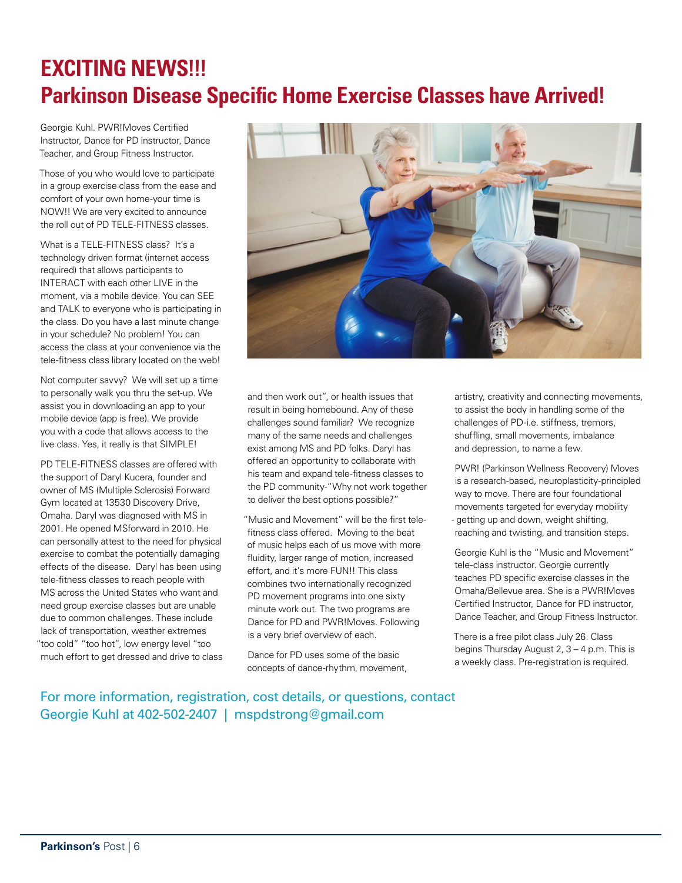# EXCITING NEWS!!!

# Parkinson Disease Specific Home Exercise Classes have Arrived!

Georgie Kuhl. PWR!Moves Certified Instructor, Dance for PD instructor, Dance Teacher, and Group Fitness Instructor.

Those of you who would love to participate in a group exercise class from the ease and comfort of your own home-your time is NOW!! We are very excited to announce the roll out of PD TELE-FITNESS classes.

What is a TELE-FITNESS class? It's a technology driven format (internet access required) that allows participants to INTERACT with each other LIVE in the moment, via a mobile device. You can SEE and TALK to everyone who is participating in the class. Do you have a last minute change in your schedule? No problem! You can access the class at your convenience via the tele-fitness class library located on the web!

Not computer savvy? We will set up a time to personally walk you thru the set-up. We assist you in downloading an app to your mobile device (app is free). We provide you with a code that allows access to the live class. Yes, it really is that SIMPLE!

PD TELE-FITNESS classes are offered with the support of Daryl Kucera, founder and owner of MS (Multiple Sclerosis) Forward Gym located at 13530 Discovery Drive, Omaha. Daryl was diagnosed with MS in 2001. He opened MSforward in 2010. He can personally attest to the need for physical exercise to combat the potentially damaging effects of the disease. Daryl has been using tele-fitness classes to reach people with MS across the United States who want and need group exercise classes but are unable due to common challenges. These include lack of transportation, weather extremes "too cold" "too hot", low energy level "too much effort to get dressed and drive to class and then work out", or health issues that result in being homebound. Any of these challenges sound familiar? We recognize many of the same needs and challenges exist among MS and PD folks. Daryl has offered an opportunity to collaborate with his team and expand tele-fitness classes to the PD community-"Why not work together to deliver the best options possible?"

"Music and Movement" will be the first tele-fitness class offered. Moving to the beat of music helps each of us move with more fluidity, larger range of motion, increased effort, and it's more FUN!! This class combines two internationally recognized PD movement programs into one sixty minute work out. The two programs are Dance for PD and PWR!Moves. Following is a very brief overview of each.

Dance for PD uses some of the basic concepts of dance-rhythm, movement, artistry, creativity and connecting movements, to assist the body in handling some of the challenges of PD-i.e. stiffness, tremors, shuffling, small movements, imbalance and depression, to name a few.

PWR! (Parkinson Wellness Recovery) Moves is a research-based, neuroplasticity-principled way to move. There are four foundational movements targeted for everyday mobility - getting up and down, weight shifting, reaching and twisting, and transition steps.

Georgie Kuhl is the "Music and Movement" tele-class instructor. Georgie currently teaches PD specific exercise classes in the Omaha/Bellevue area. She is a PWR!Moves Certified Instructor, Dance for PD instructor, Dance Teacher, and Group Fitness Instructor.

There is a free pilot class July 26. Class begins Thursday August 2, 3 – 4 p.m. This is a weekly class. Pre-registration is required.

For more information, registration, cost details, or questions, contact Georgie Kuhl at 402-502-2407 | mspdstrong@gmail.com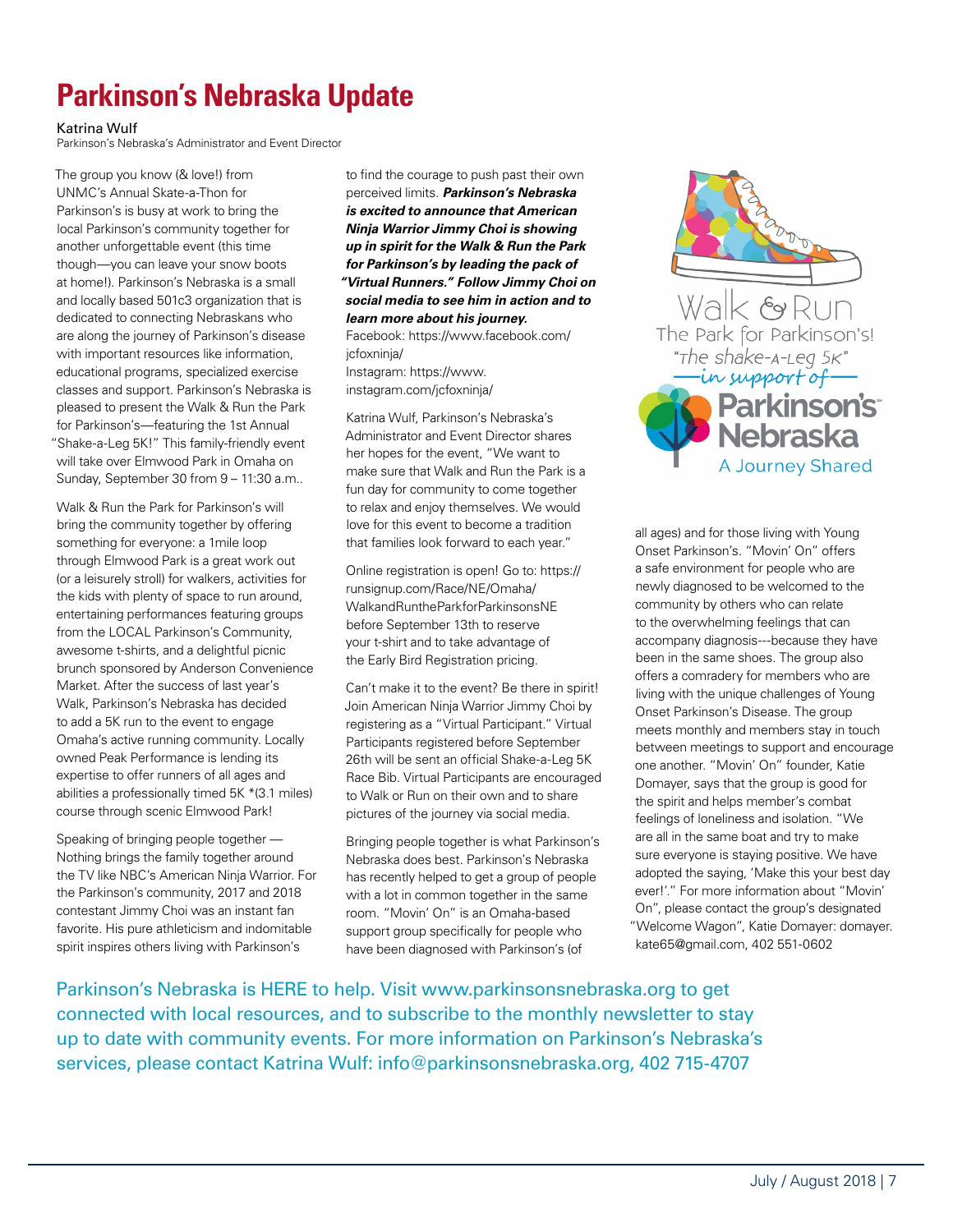# Parkinson's Nebraska Update

Katrina Wulf
Parkinson's Nebraska's Administrator and Event Director

The group you know (& love!) from UNMC's Annual Skate-a-Thon for Parkinson's is busy at work to bring the local Parkinson's community together for another unforgettable event (this time though—you can leave your snow boots at home!). Parkinson's Nebraska is a small and locally based 501c3 organization that is dedicated to connecting Nebraskans who are along the journey of Parkinson's disease with important resources like information, educational programs, specialized exercise classes and support. Parkinson's Nebraska is pleased to present the Walk & Run the Park for Parkinson's—featuring the 1st Annual "Shake-a-Leg 5K!" This family-friendly event will take over Elmwood Park in Omaha on Sunday, September 30 from 9 – 11:30 a.m..

Walk & Run the Park for Parkinson's will bring the community together by offering something for everyone: a 1mile loop through Elmwood Park is a great work out (or a leisurely stroll) for walkers, activities for the kids with plenty of space to run around, entertaining performances featuring groups from the LOCAL Parkinson's Community, awesome t-shirts, and a delightful picnic brunch sponsored by Anderson Convenience Market. After the success of last year's Walk, Parkinson's Nebraska has decided to add a 5K run to the event to engage Omaha's active running community. Locally owned Peak Performance is lending its expertise to offer runners of all ages and abilities a professionally timed 5K *(3.1 miles) course through scenic Elmwood Park!

Speaking of bringing people together — Nothing brings the family together around the TV like NBC's American Ninja Warrior. For the Parkinson's community, 2017 and 2018 contestant Jimmy Choi was an instant fan favorite. His pure athleticism and indomitable spirit inspires others living with Parkinson's to find the courage to push past their own perceived limits. ***Parkinson's Nebraska is excited to announce that American Ninja Warrior Jimmy Choi is showing up in spirit for the Walk & Run the Park for Parkinson's by leading the pack of "Virtual Runners." Follow Jimmy Choi on social media to see him in action and to learn more about his journey.***

Facebook: https://www.facebook.com/jcfoxninja/
Instagram: https://www.instagram.com/jcfoxninja/

Katrina Wulf, Parkinson's Nebraska's Administrator and Event Director shares her hopes for the event, "We want to make sure that Walk and Run the Park is a fun day for community to come together to relax and enjoy themselves. We would love for this event to become a tradition that families look forward to each year."

Online registration is open! Go to: https://runsignup.com/Race/NE/Omaha/WalkandRuntheParkforParkinsonsNE before September 13th to reserve your t-shirt and to take advantage of the Early Bird Registration pricing.

Can't make it to the event? Be there in spirit! Join American Ninja Warrior Jimmy Choi by registering as a "Virtual Participant." Virtual Participants registered before September 26th will be sent an official Shake-a-Leg 5K Race Bib. Virtual Participants are encouraged to Walk or Run on their own and to share pictures of the journey via social media.

Bringing people together is what Parkinson's Nebraska does best. Parkinson's Nebraska has recently helped to get a group of people with a lot in common together in the same room. "Movin' On" is an Omaha-based support group specifically for people who have been diagnosed with Parkinson's (of all ages) and for those living with Young Onset Parkinson's. "Movin' On" offers a safe environment for people who are newly diagnosed to be welcomed to the community by others who can relate to the overwhelming feelings that can accompany diagnosis---because they have been in the same shoes. The group also offers a comradery for members who are living with the unique challenges of Young Onset Parkinson's Disease. The group meets monthly and members stay in touch between meetings to support and encourage one another. "Movin' On" founder, Katie Domayer, says that the group is good for the spirit and helps member's combat feelings of loneliness and isolation. "We are all in the same boat and try to make sure everyone is staying positive. We have adopted the saying, 'Make this your best day ever!'." For more information about "Movin' On", please contact the group's designated "Welcome Wagon", Katie Domayer: domayer.kate65@gmail.com, 402 551-0602

Walk & Run The Park for Parkinson's! "The shake-a-Leg 5K" —in support of— Parkinson's Nebraska A Journey Shared

Parkinson's Nebraska is HERE to help. Visit www.parkinsonsnebraska.org to get connected with local resources, and to subscribe to the monthly newsletter to stay up to date with community events. For more information on Parkinson's Nebraska's services, please contact Katrina Wulf: info@parkinsonsnebraska.org, 402 715-4707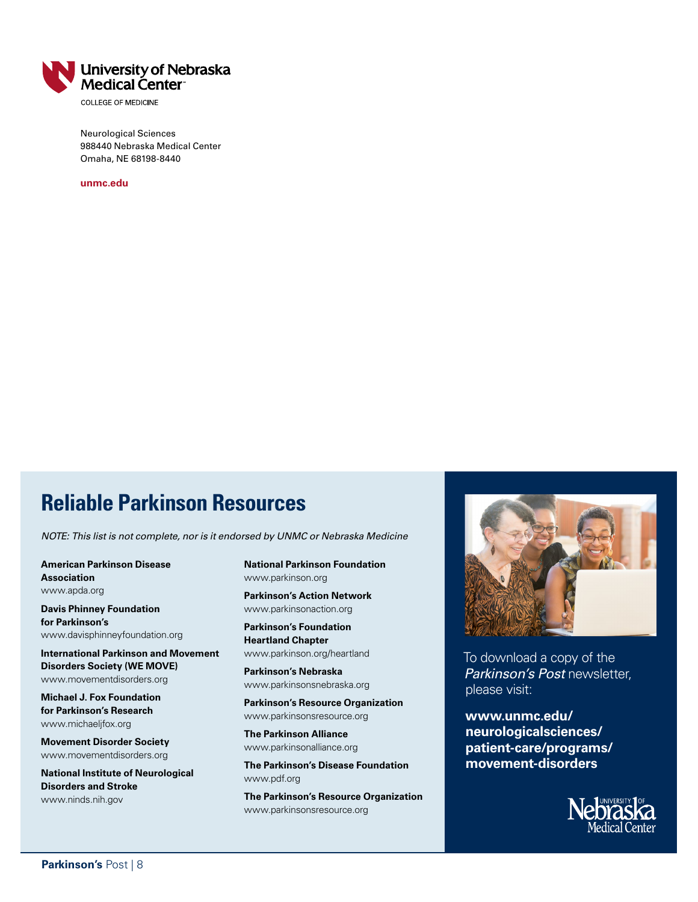University of Nebraska Medical Center

COLLEGE OF MEDICINE

Neurological Sciences
988440 Nebraska Medical Center
Omaha, NE 68198-8440

**unmc.edu**

## Reliable Parkinson Resources

*NOTE: This list is not complete, nor is it endorsed by UNMC or Nebraska Medicine*

**American Parkinson Disease Association**
www.apda.org

**Davis Phinney Foundation for Parkinson's**
www.davisphinneyfoundation.org

**International Parkinson and Movement Disorders Society (WE MOVE)**
www.movementdisorders.org

**Michael J. Fox Foundation for Parkinson's Research**
www.michaeljfox.org

**Movement Disorder Society**
www.movementdisorders.org

**National Institute of Neurological Disorders and Stroke**
www.ninds.nih.gov

**National Parkinson Foundation**
www.parkinson.org

**Parkinson's Action Network**
www.parkinsonaction.org

**Parkinson's Foundation Heartland Chapter**
www.parkinson.org/heartland

**Parkinson's Nebraska**
www.parkinsonsnebraska.org

**Parkinson's Resource Organization**
www.parkinsonsresource.org

**The Parkinson Alliance**
www.parkinsonalliance.org

**The Parkinson's Disease Foundation**
www.pdf.org

**The Parkinson's Resource Organization**
www.parkinsonsresource.org

To download a copy of the *Parkinson's Post* newsletter, please visit:

**www.unmc.edu/neurologicalsciences/patient-care/programs/movement-disorders**

University of Nebraska Medical Center